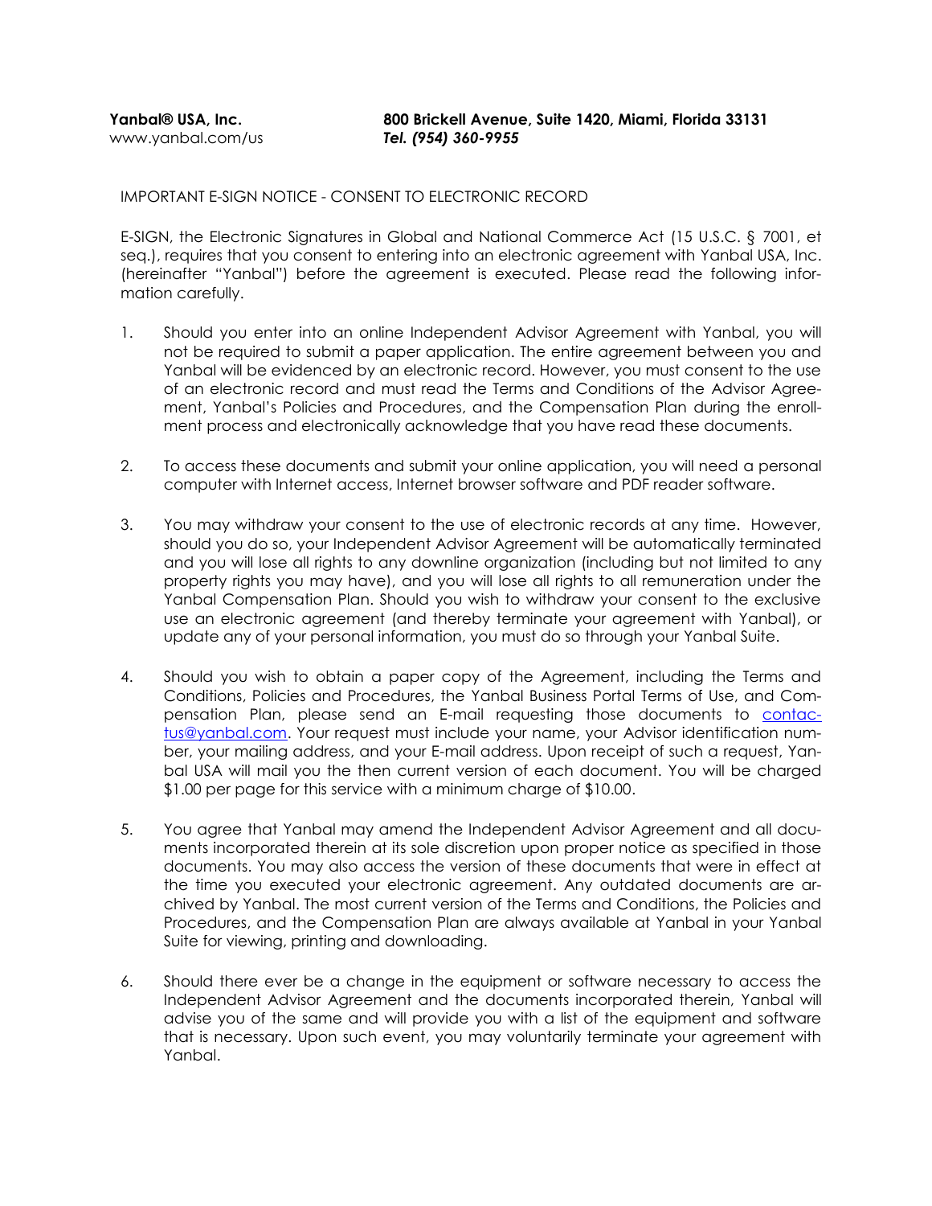**Yanbal® USA, Inc.**
www.yanbal.com/us

**800 Brickell Avenue, Suite 1420, Miami, Florida 33131**
***Tel. (954) 360-9955***

IMPORTANT E-SIGN NOTICE - CONSENT TO ELECTRONIC RECORD

E-SIGN, the Electronic Signatures in Global and National Commerce Act (15 U.S.C. § 7001, et seq.), requires that you consent to entering into an electronic agreement with Yanbal USA, Inc. (hereinafter "Yanbal") before the agreement is executed. Please read the following information carefully.

1. Should you enter into an online Independent Advisor Agreement with Yanbal, you will not be required to submit a paper application. The entire agreement between you and Yanbal will be evidenced by an electronic record. However, you must consent to the use of an electronic record and must read the Terms and Conditions of the Advisor Agreement, Yanbal's Policies and Procedures, and the Compensation Plan during the enrollment process and electronically acknowledge that you have read these documents.

2. To access these documents and submit your online application, you will need a personal computer with Internet access, Internet browser software and PDF reader software.

3. You may withdraw your consent to the use of electronic records at any time. However, should you do so, your Independent Advisor Agreement will be automatically terminated and you will lose all rights to any downline organization (including but not limited to any property rights you may have), and you will lose all rights to all remuneration under the Yanbal Compensation Plan. Should you wish to withdraw your consent to the exclusive use an electronic agreement (and thereby terminate your agreement with Yanbal), or update any of your personal information, you must do so through your Yanbal Suite.

4. Should you wish to obtain a paper copy of the Agreement, including the Terms and Conditions, Policies and Procedures, the Yanbal Business Portal Terms of Use, and Compensation Plan, please send an E-mail requesting those documents to contactus@yanbal.com. Your request must include your name, your Advisor identification number, your mailing address, and your E-mail address. Upon receipt of such a request, Yanbal USA will mail you the then current version of each document. You will be charged $1.00 per page for this service with a minimum charge of $10.00.

5. You agree that Yanbal may amend the Independent Advisor Agreement and all documents incorporated therein at its sole discretion upon proper notice as specified in those documents. You may also access the version of these documents that were in effect at the time you executed your electronic agreement. Any outdated documents are archived by Yanbal. The most current version of the Terms and Conditions, the Policies and Procedures, and the Compensation Plan are always available at Yanbal in your Yanbal Suite for viewing, printing and downloading.

6. Should there ever be a change in the equipment or software necessary to access the Independent Advisor Agreement and the documents incorporated therein, Yanbal will advise you of the same and will provide you with a list of the equipment and software that is necessary. Upon such event, you may voluntarily terminate your agreement with Yanbal.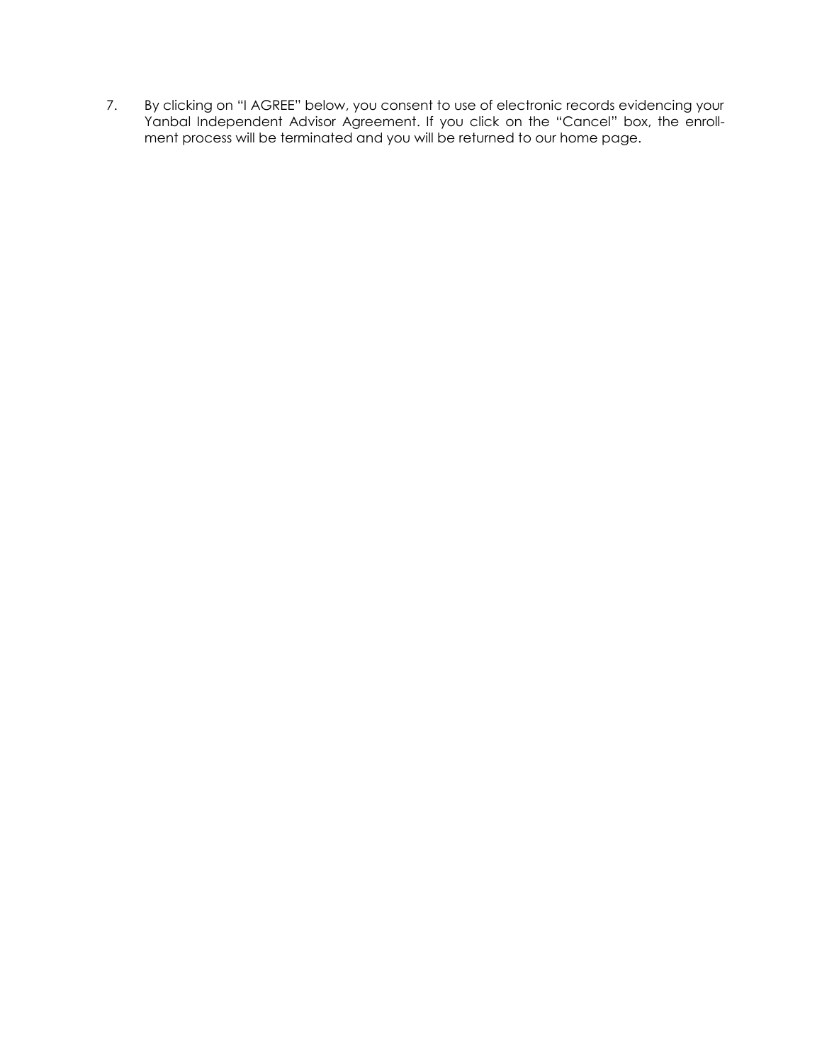7. By clicking on "I AGREE" below, you consent to use of electronic records evidencing your Yanbal Independent Advisor Agreement. If you click on the "Cancel" box, the enrollment process will be terminated and you will be returned to our home page.